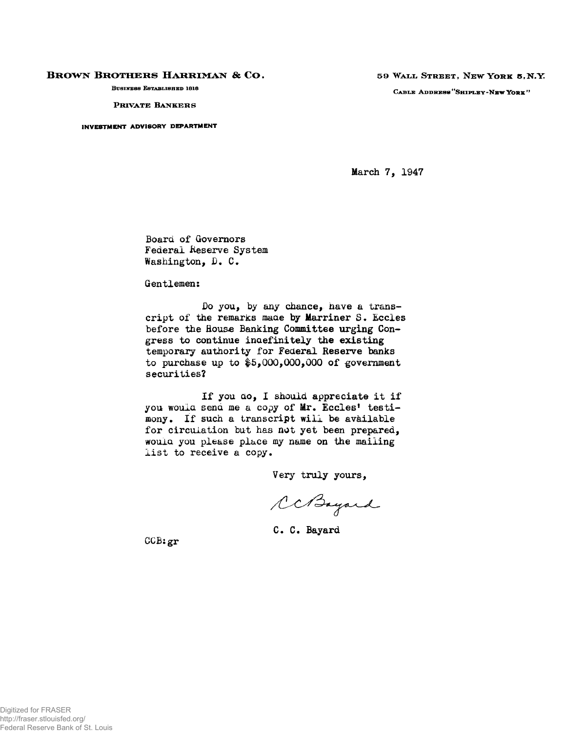**BROWN BROTHERS HARRIMAN & CO.**

BUSINESS ESTABLISHED 1818

PRIVATE BANKERS

INVESTMENT ADVISORY DEPARTMENT

59 WALL STREET, NEW YORK 5, N.Y.

CABLE ADDRESS "SHIPLEY-NEW YORK"

March 7, 1947

Board of Governors
Federal Reserve System
Washington, D. C.

Gentlemen:

Do you, by any chance, have a transcript of the remarks made by Marriner S. Eccles before the House Banking Committee urging Congress to continue indefinitely the existing temporary authority for Federal Reserve banks to purchase up to $5,000,000,000 of government securities?

If you do, I should appreciate it if you would send me a copy of Mr. Eccles' testimony. If such a transcript will be available for circulation but has not yet been prepared, would you please place my name on the mailing list to receive a copy.

Very truly yours,

C C Bayard

C. C. Bayard

CCB:gr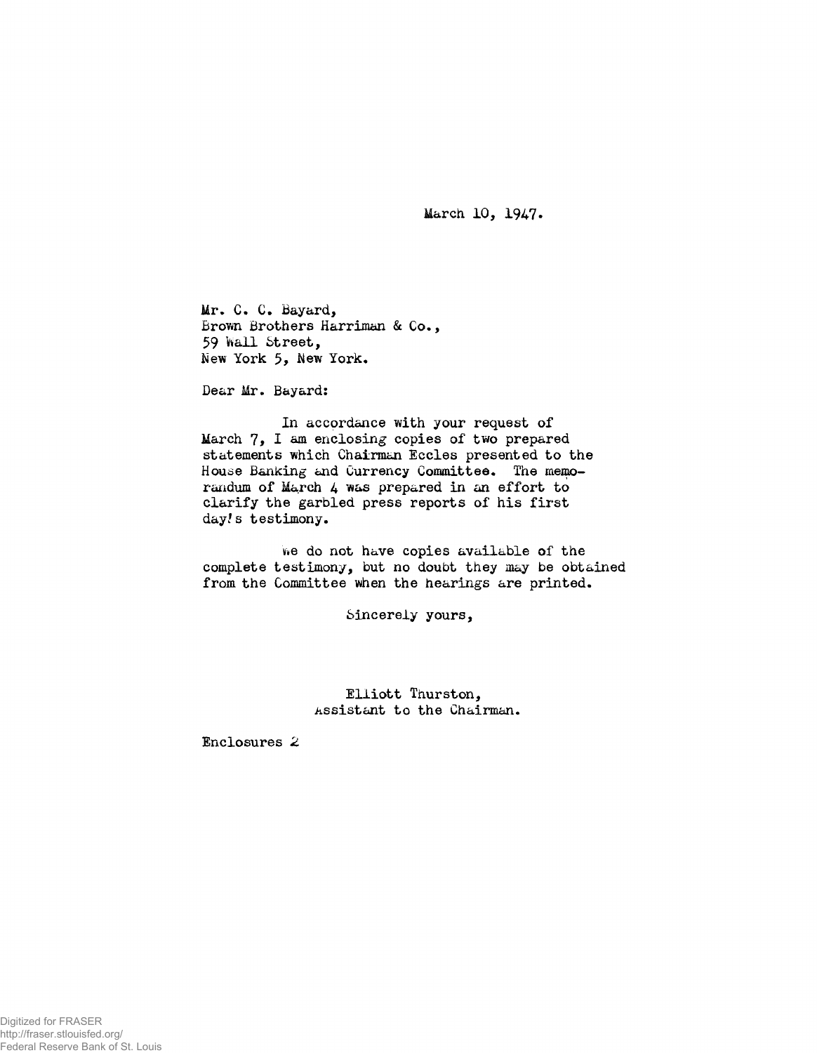March 10, 1947.

Mr. C. C. Bayard,
Brown Brothers Harriman & Co.,
59 Wall Street,
New York 5, New York.

Dear Mr. Bayard:

In accordance with your request of March 7, I am enclosing copies of two prepared statements which Chairman Eccles presented to the House Banking and Currency Committee. The memorandum of March 4 was prepared in an effort to clarify the garbled press reports of his first day's testimony.

We do not have copies available of the complete testimony, but no doubt they may be obtained from the Committee when the hearings are printed.

Sincerely yours,

Elliott Thurston,
Assistant to the Chairman.

Enclosures 2